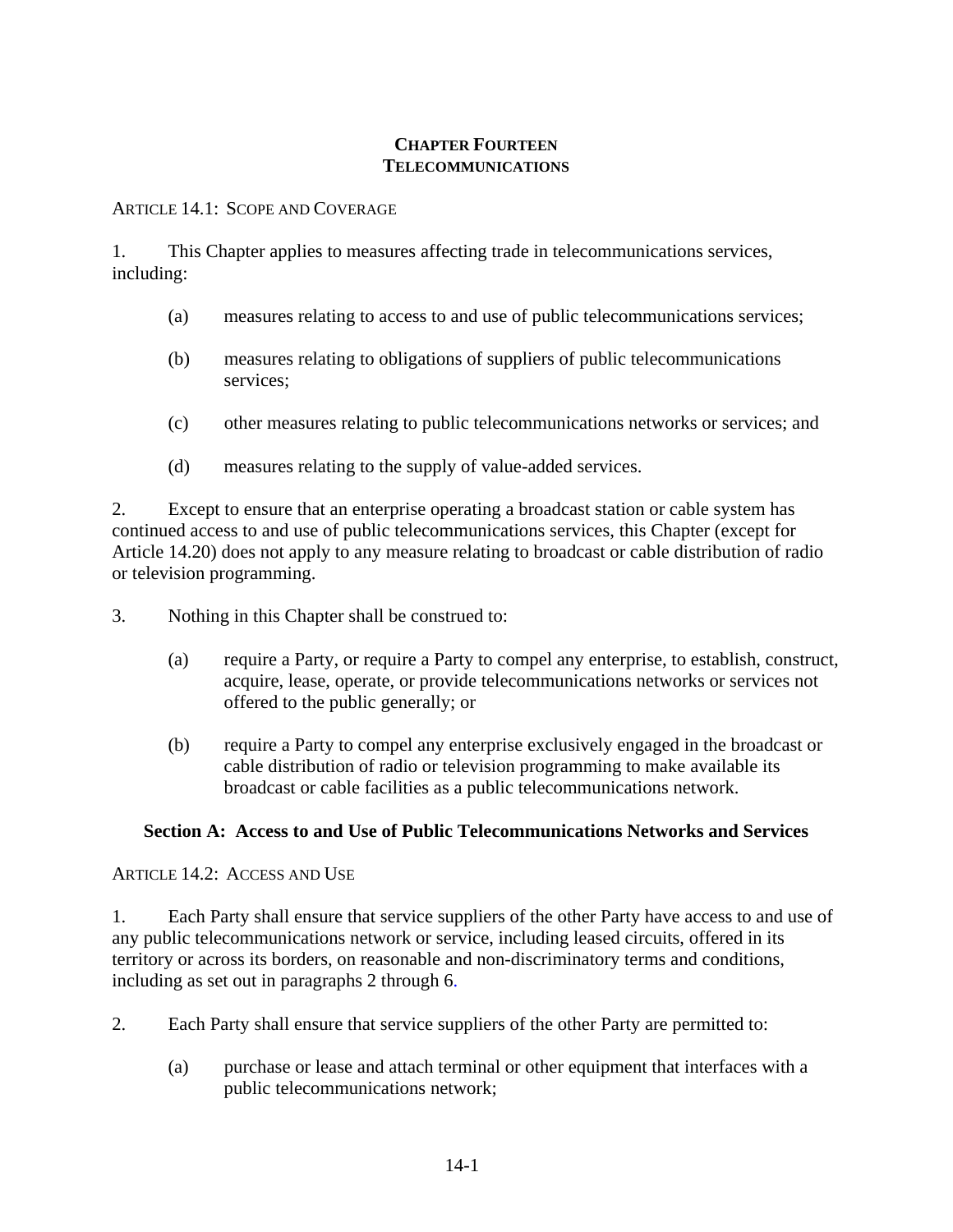# CHAPTER FOURTEEN
# TELECOMMUNICATIONS

ARTICLE 14.1: SCOPE AND COVERAGE

1. This Chapter applies to measures affecting trade in telecommunications services, including:

    (a) measures relating to access to and use of public telecommunications services;

    (b) measures relating to obligations of suppliers of public telecommunications services;

    (c) other measures relating to public telecommunications networks or services; and

    (d) measures relating to the supply of value-added services.

2. Except to ensure that an enterprise operating a broadcast station or cable system has continued access to and use of public telecommunications services, this Chapter (except for Article 14.20) does not apply to any measure relating to broadcast or cable distribution of radio or television programming.

3. Nothing in this Chapter shall be construed to:

    (a) require a Party, or require a Party to compel any enterprise, to establish, construct, acquire, lease, operate, or provide telecommunications networks or services not offered to the public generally; or

    (b) require a Party to compel any enterprise exclusively engaged in the broadcast or cable distribution of radio or television programming to make available its broadcast or cable facilities as a public telecommunications network.

## Section A: Access to and Use of Public Telecommunications Networks and Services

ARTICLE 14.2: ACCESS AND USE

1. Each Party shall ensure that service suppliers of the other Party have access to and use of any public telecommunications network or service, including leased circuits, offered in its territory or across its borders, on reasonable and non-discriminatory terms and conditions, including as set out in paragraphs 2 through 6.

2. Each Party shall ensure that service suppliers of the other Party are permitted to:

    (a) purchase or lease and attach terminal or other equipment that interfaces with a public telecommunications network;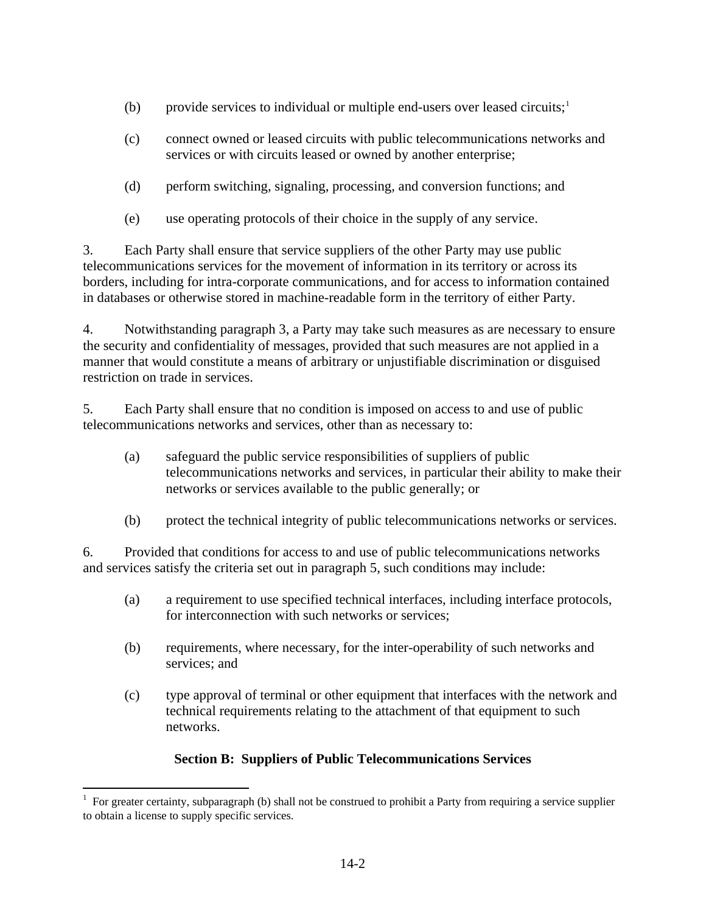(b) provide services to individual or multiple end-users over leased circuits;[1]

(c) connect owned or leased circuits with public telecommunications networks and services or with circuits leased or owned by another enterprise;

(d) perform switching, signaling, processing, and conversion functions; and

(e) use operating protocols of their choice in the supply of any service.

3. Each Party shall ensure that service suppliers of the other Party may use public telecommunications services for the movement of information in its territory or across its borders, including for intra-corporate communications, and for access to information contained in databases or otherwise stored in machine-readable form in the territory of either Party.

4. Notwithstanding paragraph 3, a Party may take such measures as are necessary to ensure the security and confidentiality of messages, provided that such measures are not applied in a manner that would constitute a means of arbitrary or unjustifiable discrimination or disguised restriction on trade in services.

5. Each Party shall ensure that no condition is imposed on access to and use of public telecommunications networks and services, other than as necessary to:

(a) safeguard the public service responsibilities of suppliers of public telecommunications networks and services, in particular their ability to make their networks or services available to the public generally; or

(b) protect the technical integrity of public telecommunications networks or services.

6. Provided that conditions for access to and use of public telecommunications networks and services satisfy the criteria set out in paragraph 5, such conditions may include:

(a) a requirement to use specified technical interfaces, including interface protocols, for interconnection with such networks or services;

(b) requirements, where necessary, for the inter-operability of such networks and services; and

(c) type approval of terminal or other equipment that interfaces with the network and technical requirements relating to the attachment of that equipment to such networks.

## Section B: Suppliers of Public Telecommunications Services

[1] For greater certainty, subparagraph (b) shall not be construed to prohibit a Party from requiring a service supplier to obtain a license to supply specific services.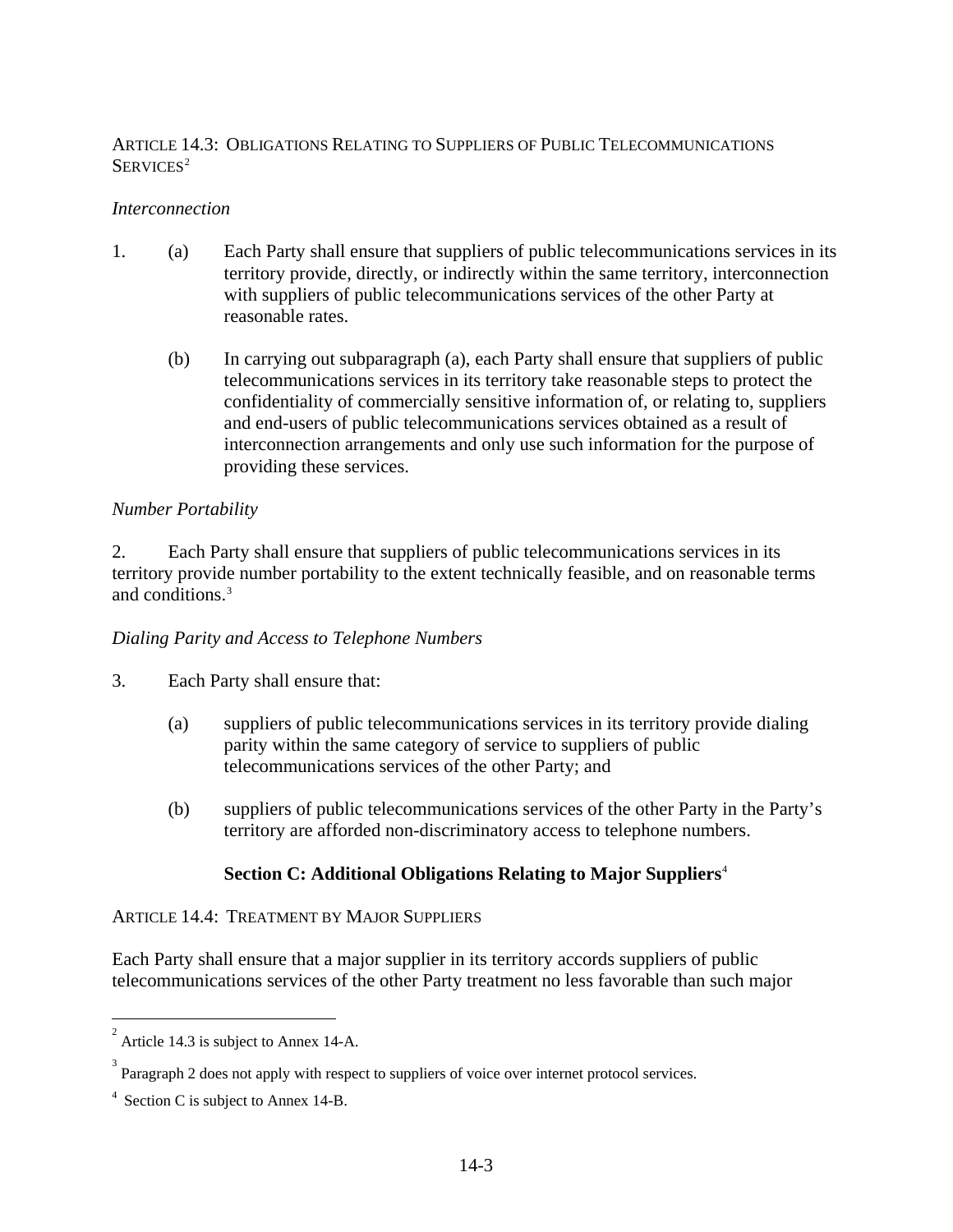### Article 14.3: Obligations Relating to Suppliers of Public Telecommunications Services[2]

*Interconnection*

1. (a) Each Party shall ensure that suppliers of public telecommunications services in its territory provide, directly, or indirectly within the same territory, interconnection with suppliers of public telecommunications services of the other Party at reasonable rates.

   (b) In carrying out subparagraph (a), each Party shall ensure that suppliers of public telecommunications services in its territory take reasonable steps to protect the confidentiality of commercially sensitive information of, or relating to, suppliers and end-users of public telecommunications services obtained as a result of interconnection arrangements and only use such information for the purpose of providing these services.

*Number Portability*

2. Each Party shall ensure that suppliers of public telecommunications services in its territory provide number portability to the extent technically feasible, and on reasonable terms and conditions.[3]

*Dialing Parity and Access to Telephone Numbers*

3. Each Party shall ensure that:

   (a) suppliers of public telecommunications services in its territory provide dialing parity within the same category of service to suppliers of public telecommunications services of the other Party; and

   (b) suppliers of public telecommunications services of the other Party in the Party's territory are afforded non-discriminatory access to telephone numbers.

## Section C: Additional Obligations Relating to Major Suppliers[4]

### Article 14.4: Treatment by Major Suppliers

Each Party shall ensure that a major supplier in its territory accords suppliers of public telecommunications services of the other Party treatment no less favorable than such major

---

[2] Article 14.3 is subject to Annex 14-A.

[3] Paragraph 2 does not apply with respect to suppliers of voice over internet protocol services.

[4] Section C is subject to Annex 14-B.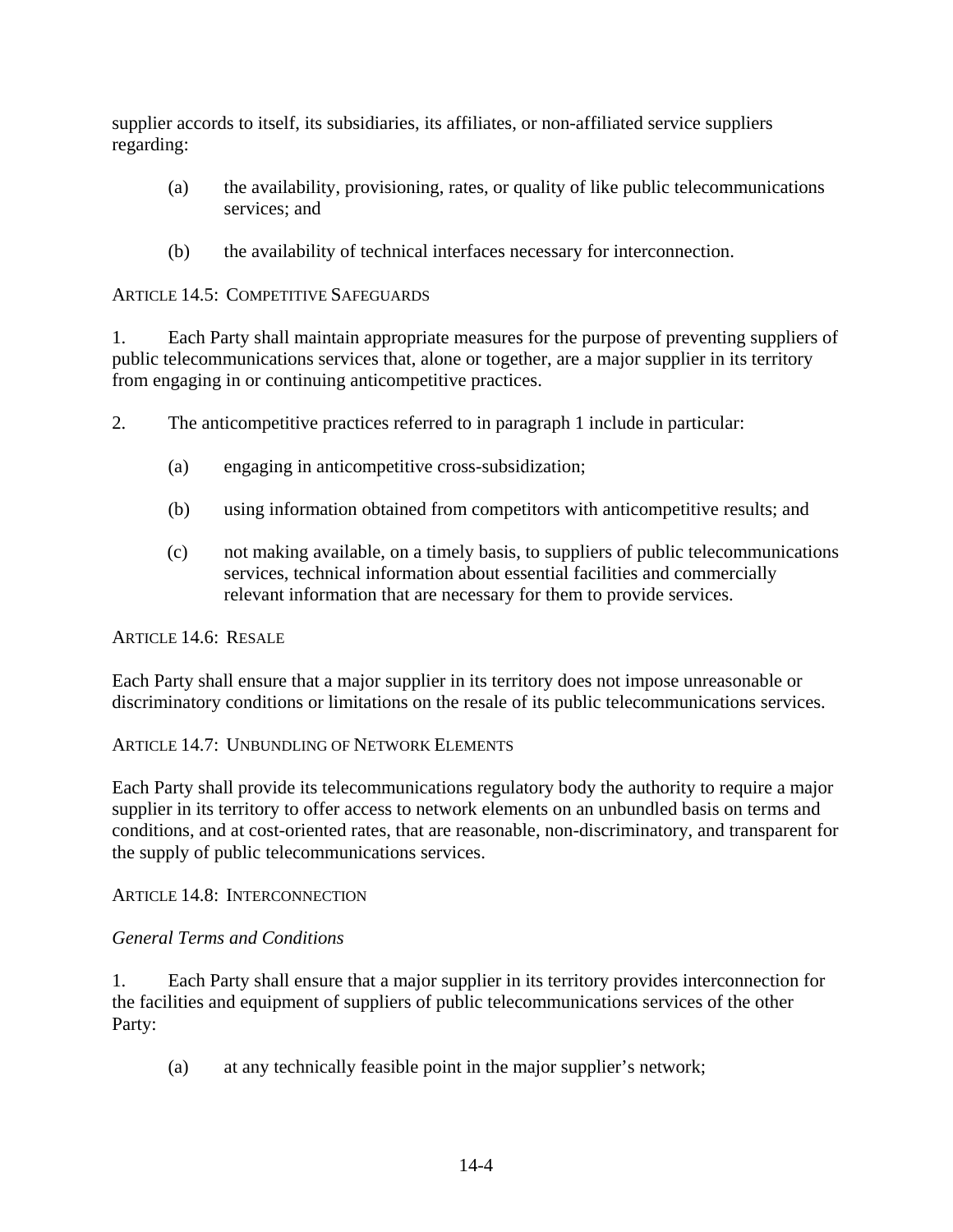supplier accords to itself, its subsidiaries, its affiliates, or non-affiliated service suppliers regarding:

(a) the availability, provisioning, rates, or quality of like public telecommunications services; and

(b) the availability of technical interfaces necessary for interconnection.

### ARTICLE 14.5: COMPETITIVE SAFEGUARDS

1. Each Party shall maintain appropriate measures for the purpose of preventing suppliers of public telecommunications services that, alone or together, are a major supplier in its territory from engaging in or continuing anticompetitive practices.

2. The anticompetitive practices referred to in paragraph 1 include in particular:

(a) engaging in anticompetitive cross-subsidization;

(b) using information obtained from competitors with anticompetitive results; and

(c) not making available, on a timely basis, to suppliers of public telecommunications services, technical information about essential facilities and commercially relevant information that are necessary for them to provide services.

### ARTICLE 14.6: RESALE

Each Party shall ensure that a major supplier in its territory does not impose unreasonable or discriminatory conditions or limitations on the resale of its public telecommunications services.

### ARTICLE 14.7: UNBUNDLING OF NETWORK ELEMENTS

Each Party shall provide its telecommunications regulatory body the authority to require a major supplier in its territory to offer access to network elements on an unbundled basis on terms and conditions, and at cost-oriented rates, that are reasonable, non-discriminatory, and transparent for the supply of public telecommunications services.

### ARTICLE 14.8: INTERCONNECTION

*General Terms and Conditions*

1. Each Party shall ensure that a major supplier in its territory provides interconnection for the facilities and equipment of suppliers of public telecommunications services of the other Party:

(a) at any technically feasible point in the major supplier's network;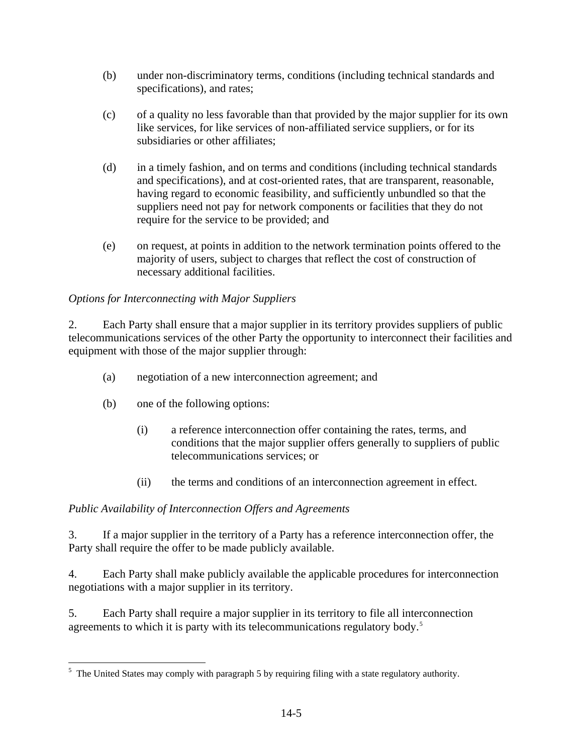(b) under non-discriminatory terms, conditions (including technical standards and specifications), and rates;

(c) of a quality no less favorable than that provided by the major supplier for its own like services, for like services of non-affiliated service suppliers, or for its subsidiaries or other affiliates;

(d) in a timely fashion, and on terms and conditions (including technical standards and specifications), and at cost-oriented rates, that are transparent, reasonable, having regard to economic feasibility, and sufficiently unbundled so that the suppliers need not pay for network components or facilities that they do not require for the service to be provided; and

(e) on request, at points in addition to the network termination points offered to the majority of users, subject to charges that reflect the cost of construction of necessary additional facilities.

*Options for Interconnecting with Major Suppliers*

2. Each Party shall ensure that a major supplier in its territory provides suppliers of public telecommunications services of the other Party the opportunity to interconnect their facilities and equipment with those of the major supplier through:

(a) negotiation of a new interconnection agreement; and

(b) one of the following options:

(i) a reference interconnection offer containing the rates, terms, and conditions that the major supplier offers generally to suppliers of public telecommunications services; or

(ii) the terms and conditions of an interconnection agreement in effect.

*Public Availability of Interconnection Offers and Agreements*

3. If a major supplier in the territory of a Party has a reference interconnection offer, the Party shall require the offer to be made publicly available.

4. Each Party shall make publicly available the applicable procedures for interconnection negotiations with a major supplier in its territory.

5. Each Party shall require a major supplier in its territory to file all interconnection agreements to which it is party with its telecommunications regulatory body.[5]

---

[5] The United States may comply with paragraph 5 by requiring filing with a state regulatory authority.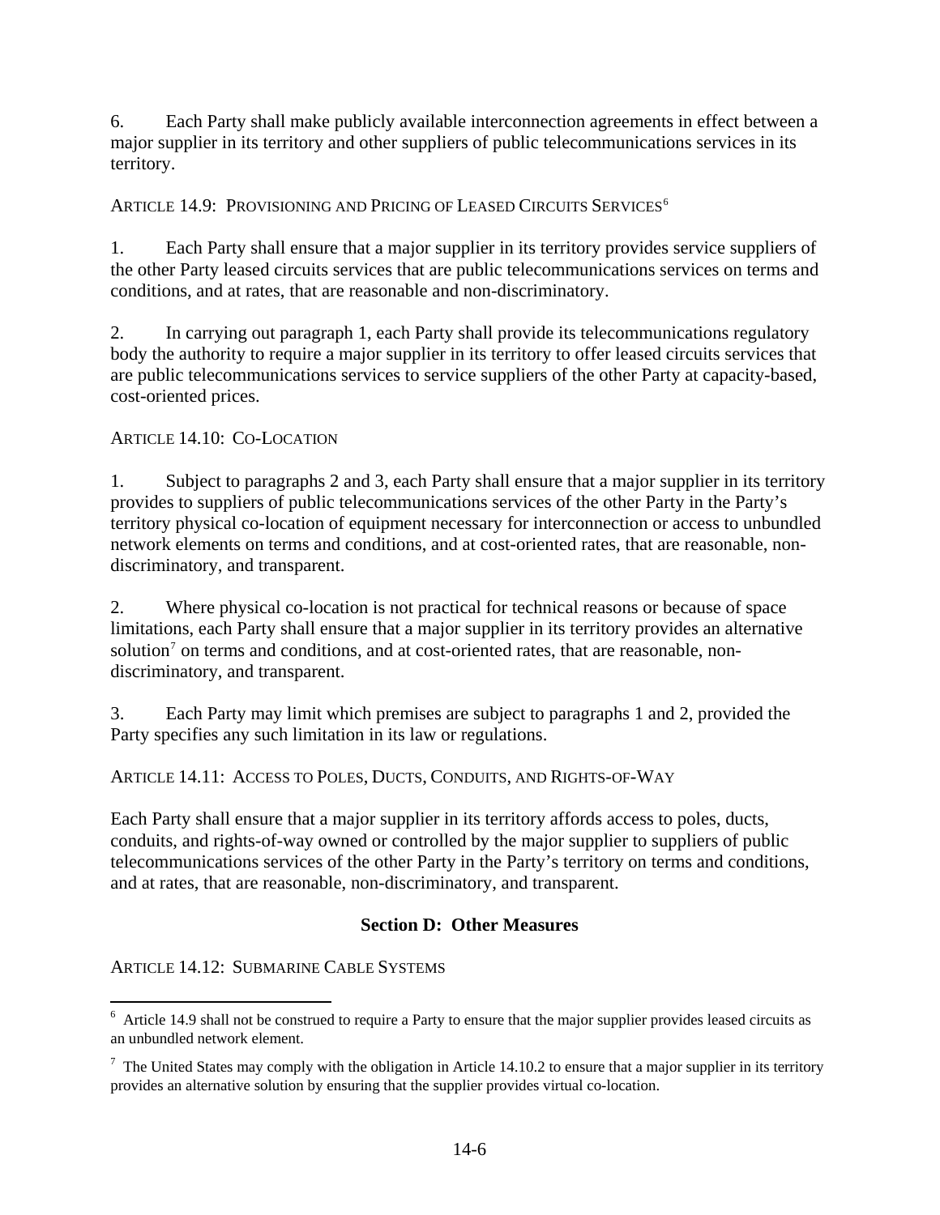6. Each Party shall make publicly available interconnection agreements in effect between a major supplier in its territory and other suppliers of public telecommunications services in its territory.

ARTICLE 14.9: PROVISIONING AND PRICING OF LEASED CIRCUITS SERVICES[6]

1. Each Party shall ensure that a major supplier in its territory provides service suppliers of the other Party leased circuits services that are public telecommunications services on terms and conditions, and at rates, that are reasonable and non-discriminatory.

2. In carrying out paragraph 1, each Party shall provide its telecommunications regulatory body the authority to require a major supplier in its territory to offer leased circuits services that are public telecommunications services to service suppliers of the other Party at capacity-based, cost-oriented prices.

ARTICLE 14.10: CO-LOCATION

1. Subject to paragraphs 2 and 3, each Party shall ensure that a major supplier in its territory provides to suppliers of public telecommunications services of the other Party in the Party's territory physical co-location of equipment necessary for interconnection or access to unbundled network elements on terms and conditions, and at cost-oriented rates, that are reasonable, non-discriminatory, and transparent.

2. Where physical co-location is not practical for technical reasons or because of space limitations, each Party shall ensure that a major supplier in its territory provides an alternative solution[7] on terms and conditions, and at cost-oriented rates, that are reasonable, non-discriminatory, and transparent.

3. Each Party may limit which premises are subject to paragraphs 1 and 2, provided the Party specifies any such limitation in its law or regulations.

ARTICLE 14.11: ACCESS TO POLES, DUCTS, CONDUITS, AND RIGHTS-OF-WAY

Each Party shall ensure that a major supplier in its territory affords access to poles, ducts, conduits, and rights-of-way owned or controlled by the major supplier to suppliers of public telecommunications services of the other Party in the Party's territory on terms and conditions, and at rates, that are reasonable, non-discriminatory, and transparent.

## Section D: Other Measures

ARTICLE 14.12: SUBMARINE CABLE SYSTEMS

---

[6] Article 14.9 shall not be construed to require a Party to ensure that the major supplier provides leased circuits as an unbundled network element.

[7] The United States may comply with the obligation in Article 14.10.2 to ensure that a major supplier in its territory provides an alternative solution by ensuring that the supplier provides virtual co-location.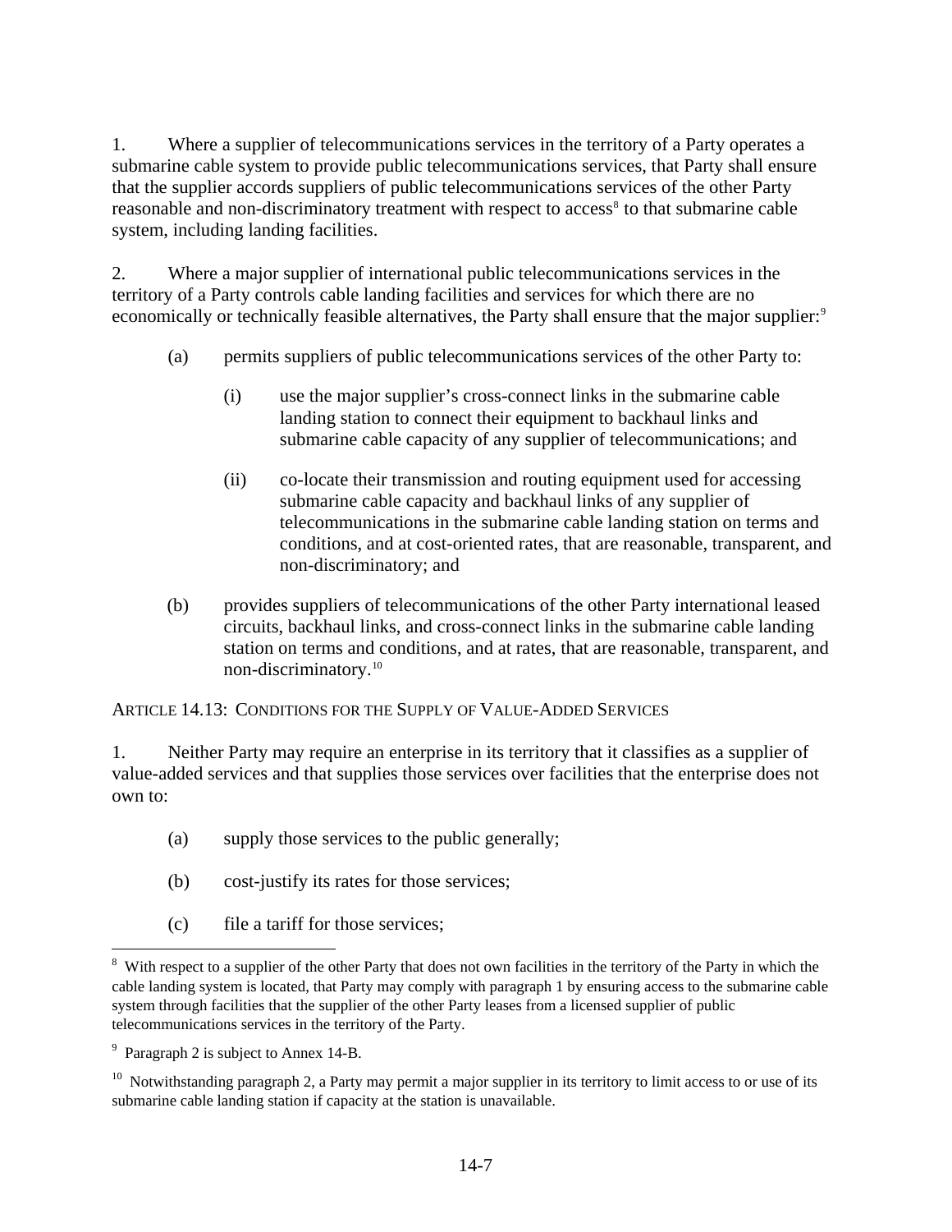1. Where a supplier of telecommunications services in the territory of a Party operates a submarine cable system to provide public telecommunications services, that Party shall ensure that the supplier accords suppliers of public telecommunications services of the other Party reasonable and non-discriminatory treatment with respect to access[8] to that submarine cable system, including landing facilities.

2. Where a major supplier of international public telecommunications services in the territory of a Party controls cable landing facilities and services for which there are no economically or technically feasible alternatives, the Party shall ensure that the major supplier:[9]

(a) permits suppliers of public telecommunications services of the other Party to:

(i) use the major supplier's cross-connect links in the submarine cable landing station to connect their equipment to backhaul links and submarine cable capacity of any supplier of telecommunications; and

(ii) co-locate their transmission and routing equipment used for accessing submarine cable capacity and backhaul links of any supplier of telecommunications in the submarine cable landing station on terms and conditions, and at cost-oriented rates, that are reasonable, transparent, and non-discriminatory; and

(b) provides suppliers of telecommunications of the other Party international leased circuits, backhaul links, and cross-connect links in the submarine cable landing station on terms and conditions, and at rates, that are reasonable, transparent, and non-discriminatory.[10]

ARTICLE 14.13: CONDITIONS FOR THE SUPPLY OF VALUE-ADDED SERVICES

1. Neither Party may require an enterprise in its territory that it classifies as a supplier of value-added services and that supplies those services over facilities that the enterprise does not own to:

(a) supply those services to the public generally;

(b) cost-justify its rates for those services;

(c) file a tariff for those services;

---

[8] With respect to a supplier of the other Party that does not own facilities in the territory of the Party in which the cable landing system is located, that Party may comply with paragraph 1 by ensuring access to the submarine cable system through facilities that the supplier of the other Party leases from a licensed supplier of public telecommunications services in the territory of the Party.

[9] Paragraph 2 is subject to Annex 14-B.

[10] Notwithstanding paragraph 2, a Party may permit a major supplier in its territory to limit access to or use of its submarine cable landing station if capacity at the station is unavailable.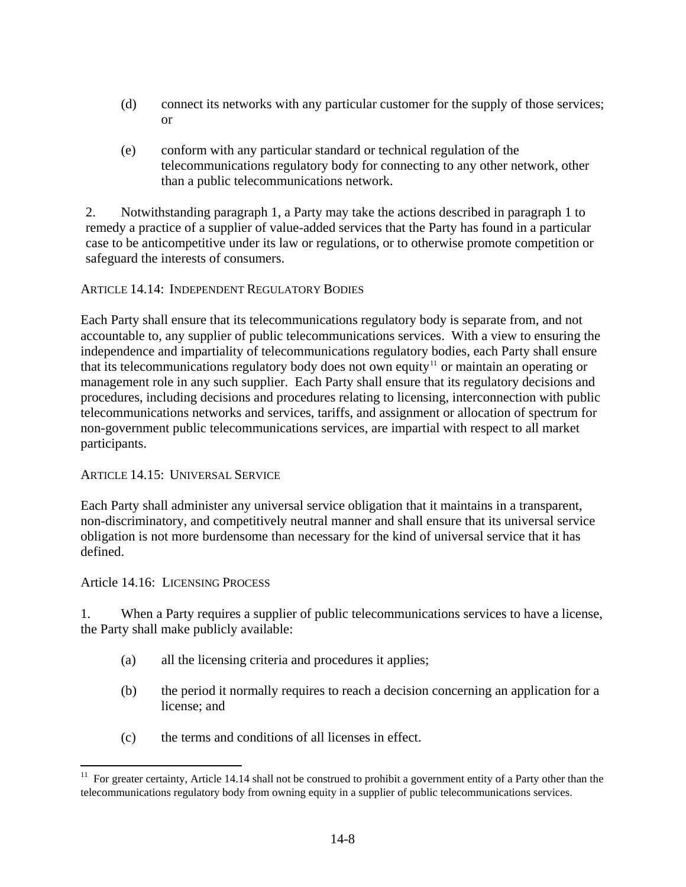(d) connect its networks with any particular customer for the supply of those services; or

(e) conform with any particular standard or technical regulation of the telecommunications regulatory body for connecting to any other network, other than a public telecommunications network.

2. Notwithstanding paragraph 1, a Party may take the actions described in paragraph 1 to remedy a practice of a supplier of value-added services that the Party has found in a particular case to be anticompetitive under its law or regulations, or to otherwise promote competition or safeguard the interests of consumers.

### ARTICLE 14.14: INDEPENDENT REGULATORY BODIES

Each Party shall ensure that its telecommunications regulatory body is separate from, and not accountable to, any supplier of public telecommunications services. With a view to ensuring the independence and impartiality of telecommunications regulatory bodies, each Party shall ensure that its telecommunications regulatory body does not own equity[11] or maintain an operating or management role in any such supplier. Each Party shall ensure that its regulatory decisions and procedures, including decisions and procedures relating to licensing, interconnection with public telecommunications networks and services, tariffs, and assignment or allocation of spectrum for non-government public telecommunications services, are impartial with respect to all market participants.

### ARTICLE 14.15: UNIVERSAL SERVICE

Each Party shall administer any universal service obligation that it maintains in a transparent, non-discriminatory, and competitively neutral manner and shall ensure that its universal service obligation is not more burdensome than necessary for the kind of universal service that it has defined.

### Article 14.16: LICENSING PROCESS

1. When a Party requires a supplier of public telecommunications services to have a license, the Party shall make publicly available:

(a) all the licensing criteria and procedures it applies;

(b) the period it normally requires to reach a decision concerning an application for a license; and

(c) the terms and conditions of all licenses in effect.

---

[11] For greater certainty, Article 14.14 shall not be construed to prohibit a government entity of a Party other than the telecommunications regulatory body from owning equity in a supplier of public telecommunications services.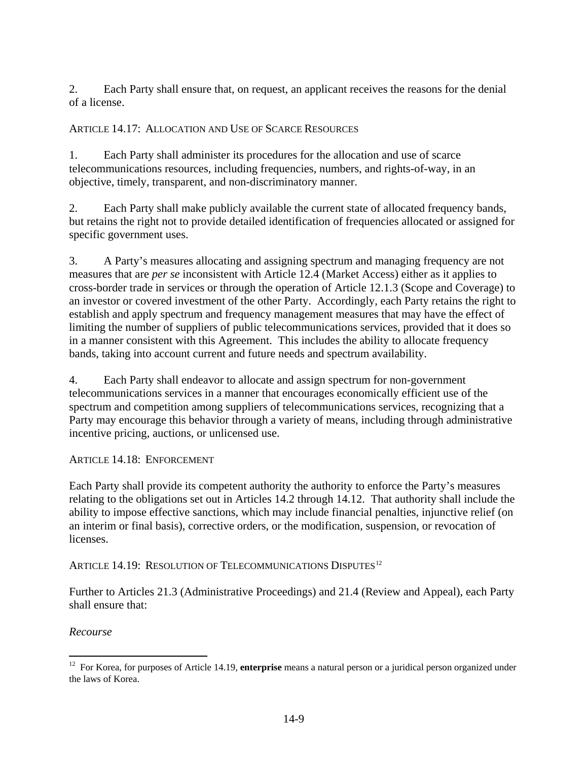2. Each Party shall ensure that, on request, an applicant receives the reasons for the denial of a license.

### ARTICLE 14.17: ALLOCATION AND USE OF SCARCE RESOURCES

1. Each Party shall administer its procedures for the allocation and use of scarce telecommunications resources, including frequencies, numbers, and rights-of-way, in an objective, timely, transparent, and non-discriminatory manner.

2. Each Party shall make publicly available the current state of allocated frequency bands, but retains the right not to provide detailed identification of frequencies allocated or assigned for specific government uses.

3. A Party's measures allocating and assigning spectrum and managing frequency are not measures that are *per se* inconsistent with Article 12.4 (Market Access) either as it applies to cross-border trade in services or through the operation of Article 12.1.3 (Scope and Coverage) to an investor or covered investment of the other Party. Accordingly, each Party retains the right to establish and apply spectrum and frequency management measures that may have the effect of limiting the number of suppliers of public telecommunications services, provided that it does so in a manner consistent with this Agreement. This includes the ability to allocate frequency bands, taking into account current and future needs and spectrum availability.

4. Each Party shall endeavor to allocate and assign spectrum for non-government telecommunications services in a manner that encourages economically efficient use of the spectrum and competition among suppliers of telecommunications services, recognizing that a Party may encourage this behavior through a variety of means, including through administrative incentive pricing, auctions, or unlicensed use.

### ARTICLE 14.18: ENFORCEMENT

Each Party shall provide its competent authority the authority to enforce the Party's measures relating to the obligations set out in Articles 14.2 through 14.12. That authority shall include the ability to impose effective sanctions, which may include financial penalties, injunctive relief (on an interim or final basis), corrective orders, or the modification, suspension, or revocation of licenses.

### ARTICLE 14.19: RESOLUTION OF TELECOMMUNICATIONS DISPUTES[12]

Further to Articles 21.3 (Administrative Proceedings) and 21.4 (Review and Appeal), each Party shall ensure that:

*Recourse*

[12] For Korea, for purposes of Article 14.19, **enterprise** means a natural person or a juridical person organized under the laws of Korea.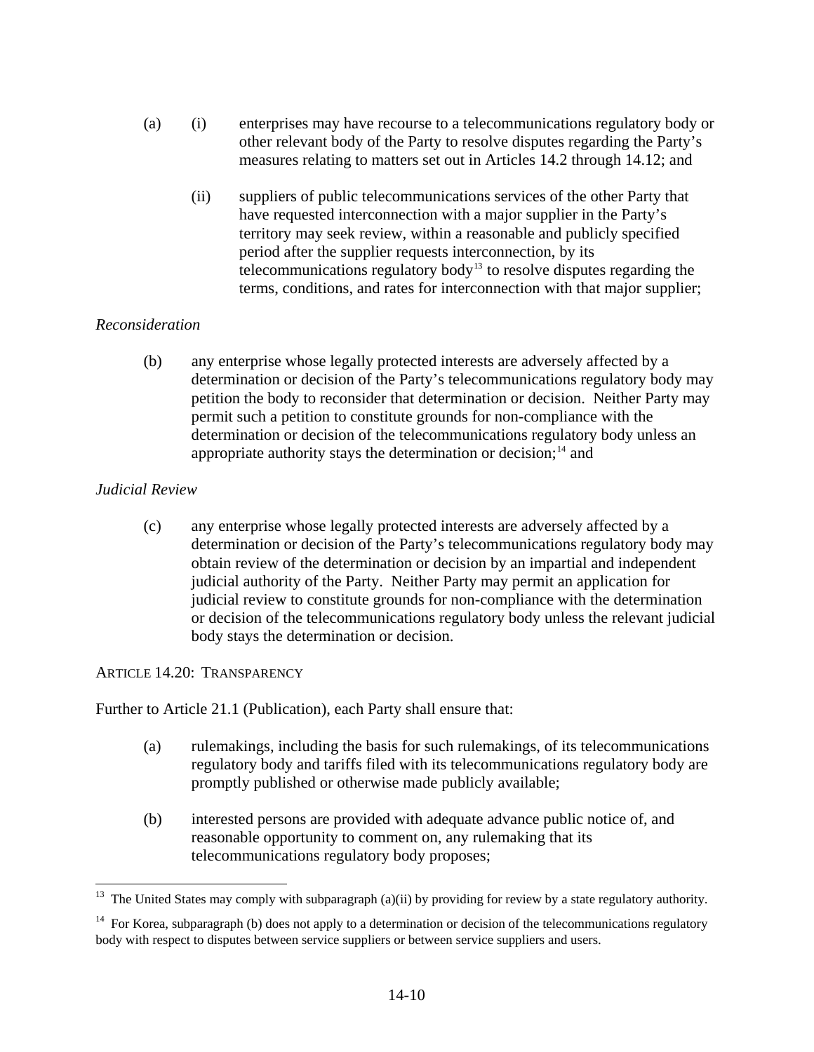(a) (i) enterprises may have recourse to a telecommunications regulatory body or other relevant body of the Party to resolve disputes regarding the Party's measures relating to matters set out in Articles 14.2 through 14.12; and

(ii) suppliers of public telecommunications services of the other Party that have requested interconnection with a major supplier in the Party's territory may seek review, within a reasonable and publicly specified period after the supplier requests interconnection, by its telecommunications regulatory body[13] to resolve disputes regarding the terms, conditions, and rates for interconnection with that major supplier;

*Reconsideration*

(b) any enterprise whose legally protected interests are adversely affected by a determination or decision of the Party's telecommunications regulatory body may petition the body to reconsider that determination or decision. Neither Party may permit such a petition to constitute grounds for non-compliance with the determination or decision of the telecommunications regulatory body unless an appropriate authority stays the determination or decision;[14] and

*Judicial Review*

(c) any enterprise whose legally protected interests are adversely affected by a determination or decision of the Party's telecommunications regulatory body may obtain review of the determination or decision by an impartial and independent judicial authority of the Party. Neither Party may permit an application for judicial review to constitute grounds for non-compliance with the determination or decision of the telecommunications regulatory body unless the relevant judicial body stays the determination or decision.

ARTICLE 14.20: TRANSPARENCY

Further to Article 21.1 (Publication), each Party shall ensure that:

(a) rulemakings, including the basis for such rulemakings, of its telecommunications regulatory body and tariffs filed with its telecommunications regulatory body are promptly published or otherwise made publicly available;

(b) interested persons are provided with adequate advance public notice of, and reasonable opportunity to comment on, any rulemaking that its telecommunications regulatory body proposes;

---

[13] The United States may comply with subparagraph (a)(ii) by providing for review by a state regulatory authority.

[14] For Korea, subparagraph (b) does not apply to a determination or decision of the telecommunications regulatory body with respect to disputes between service suppliers or between service suppliers and users.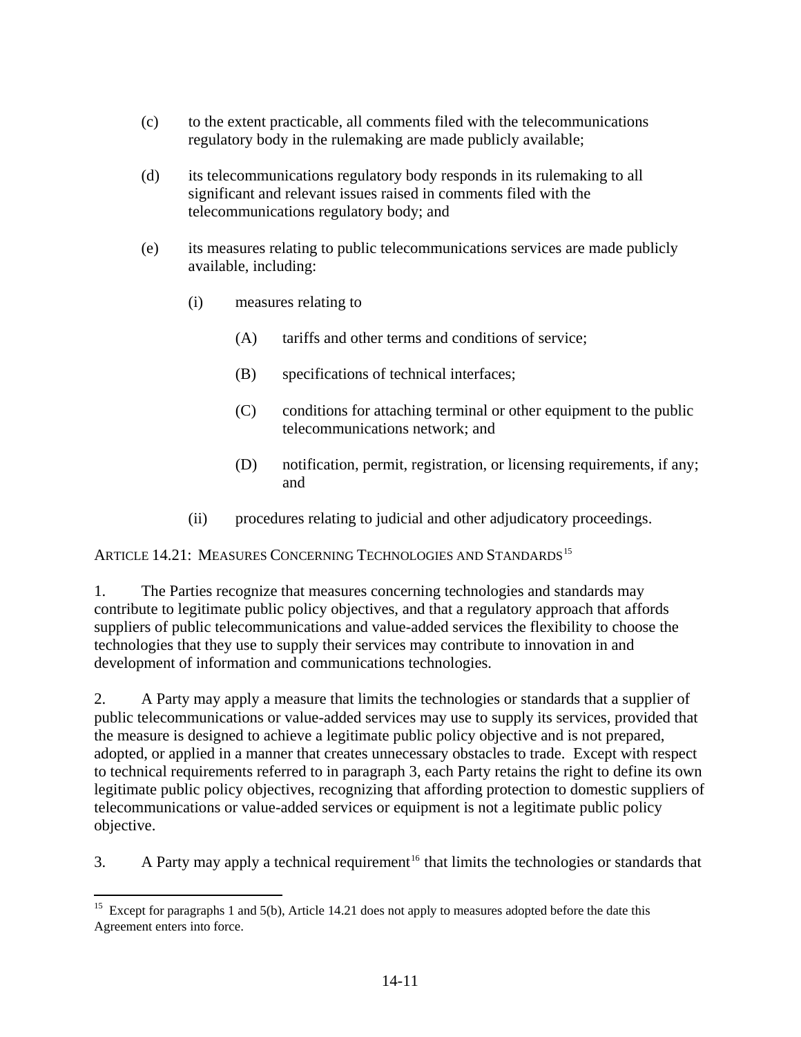(c) to the extent practicable, all comments filed with the telecommunications regulatory body in the rulemaking are made publicly available;

(d) its telecommunications regulatory body responds in its rulemaking to all significant and relevant issues raised in comments filed with the telecommunications regulatory body; and

(e) its measures relating to public telecommunications services are made publicly available, including:

  (i) measures relating to

    (A) tariffs and other terms and conditions of service;

    (B) specifications of technical interfaces;

    (C) conditions for attaching terminal or other equipment to the public telecommunications network; and

    (D) notification, permit, registration, or licensing requirements, if any; and

  (ii) procedures relating to judicial and other adjudicatory proceedings.

ARTICLE 14.21: MEASURES CONCERNING TECHNOLOGIES AND STANDARDS[15]

1. The Parties recognize that measures concerning technologies and standards may contribute to legitimate public policy objectives, and that a regulatory approach that affords suppliers of public telecommunications and value-added services the flexibility to choose the technologies that they use to supply their services may contribute to innovation in and development of information and communications technologies.

2. A Party may apply a measure that limits the technologies or standards that a supplier of public telecommunications or value-added services may use to supply its services, provided that the measure is designed to achieve a legitimate public policy objective and is not prepared, adopted, or applied in a manner that creates unnecessary obstacles to trade. Except with respect to technical requirements referred to in paragraph 3, each Party retains the right to define its own legitimate public policy objectives, recognizing that affording protection to domestic suppliers of telecommunications or value-added services or equipment is not a legitimate public policy objective.

3. A Party may apply a technical requirement[16] that limits the technologies or standards that

---

[15] Except for paragraphs 1 and 5(b), Article 14.21 does not apply to measures adopted before the date this Agreement enters into force.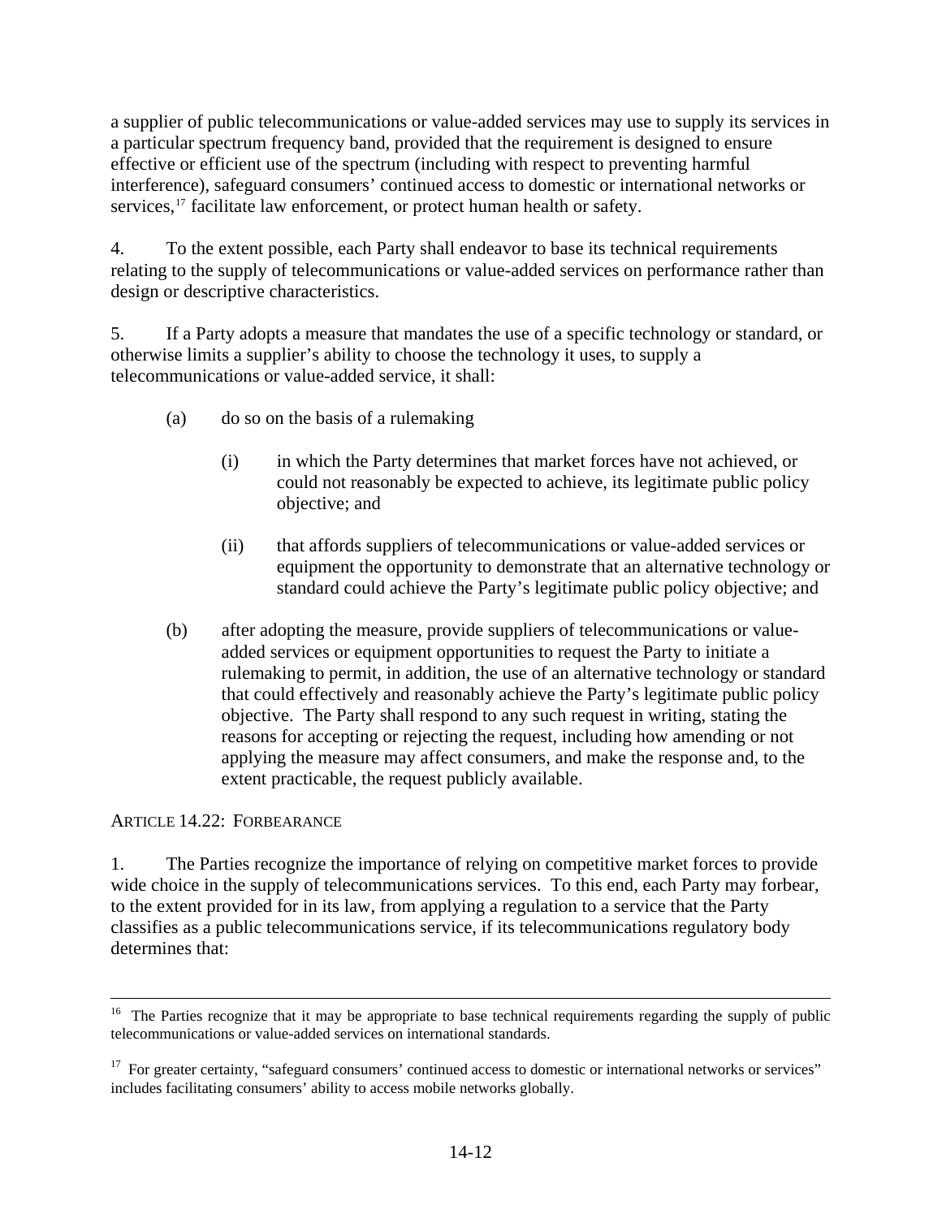a supplier of public telecommunications or value-added services may use to supply its services in a particular spectrum frequency band, provided that the requirement is designed to ensure effective or efficient use of the spectrum (including with respect to preventing harmful interference), safeguard consumers' continued access to domestic or international networks or services,[17] facilitate law enforcement, or protect human health or safety.

4. To the extent possible, each Party shall endeavor to base its technical requirements relating to the supply of telecommunications or value-added services on performance rather than design or descriptive characteristics.

5. If a Party adopts a measure that mandates the use of a specific technology or standard, or otherwise limits a supplier's ability to choose the technology it uses, to supply a telecommunications or value-added service, it shall:

(a) do so on the basis of a rulemaking

(i) in which the Party determines that market forces have not achieved, or could not reasonably be expected to achieve, its legitimate public policy objective; and

(ii) that affords suppliers of telecommunications or value-added services or equipment the opportunity to demonstrate that an alternative technology or standard could achieve the Party's legitimate public policy objective; and

(b) after adopting the measure, provide suppliers of telecommunications or value-added services or equipment opportunities to request the Party to initiate a rulemaking to permit, in addition, the use of an alternative technology or standard that could effectively and reasonably achieve the Party's legitimate public policy objective. The Party shall respond to any such request in writing, stating the reasons for accepting or rejecting the request, including how amending or not applying the measure may affect consumers, and make the response and, to the extent practicable, the request publicly available.

ARTICLE 14.22: FORBEARANCE

1. The Parties recognize the importance of relying on competitive market forces to provide wide choice in the supply of telecommunications services. To this end, each Party may forbear, to the extent provided for in its law, from applying a regulation to a service that the Party classifies as a public telecommunications service, if its telecommunications regulatory body determines that:

---

[16] The Parties recognize that it may be appropriate to base technical requirements regarding the supply of public telecommunications or value-added services on international standards.

[17] For greater certainty, "safeguard consumers' continued access to domestic or international networks or services" includes facilitating consumers' ability to access mobile networks globally.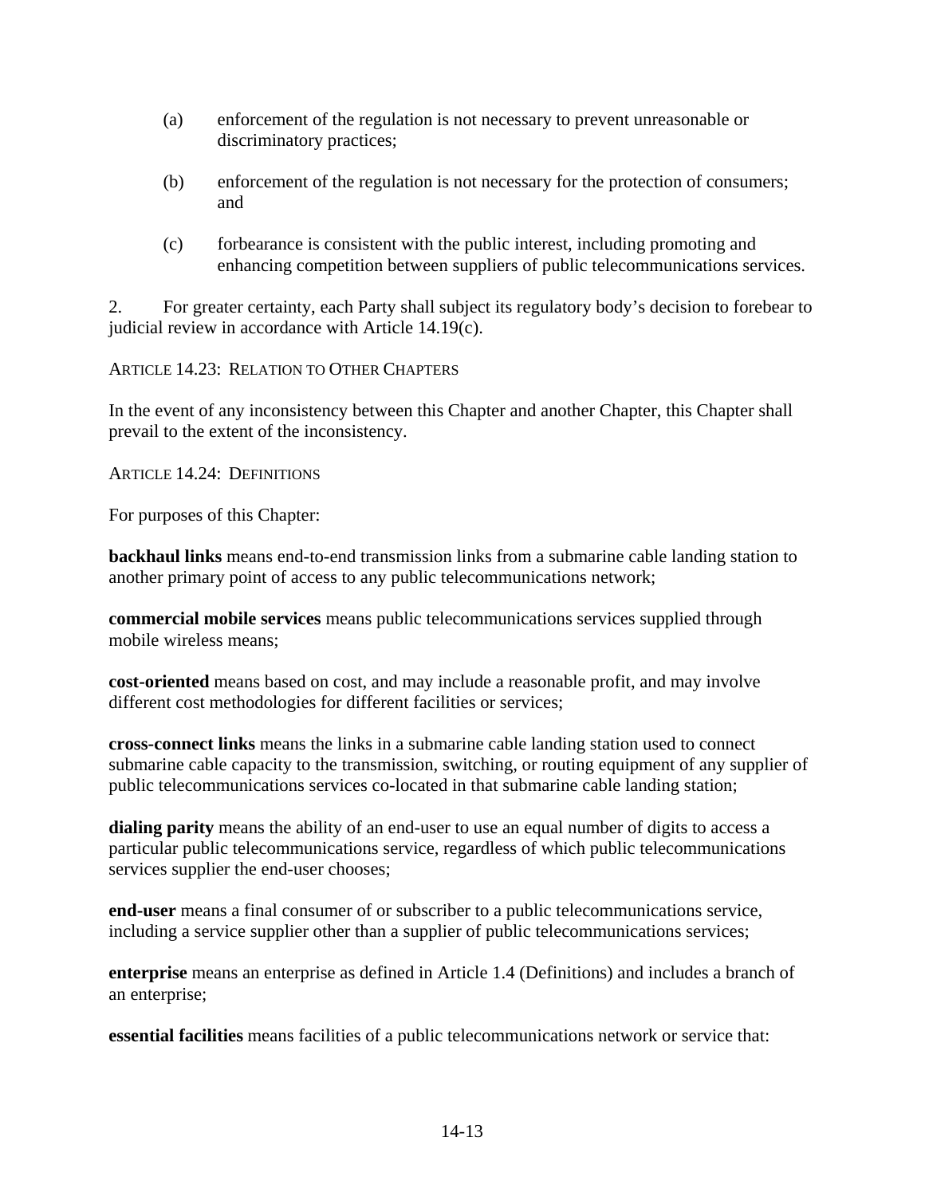(a) enforcement of the regulation is not necessary to prevent unreasonable or discriminatory practices;

(b) enforcement of the regulation is not necessary for the protection of consumers; and

(c) forbearance is consistent with the public interest, including promoting and enhancing competition between suppliers of public telecommunications services.

2. For greater certainty, each Party shall subject its regulatory body's decision to forebear to judicial review in accordance with Article 14.19(c).

ARTICLE 14.23: RELATION TO OTHER CHAPTERS

In the event of any inconsistency between this Chapter and another Chapter, this Chapter shall prevail to the extent of the inconsistency.

ARTICLE 14.24: DEFINITIONS

For purposes of this Chapter:

**backhaul links** means end-to-end transmission links from a submarine cable landing station to another primary point of access to any public telecommunications network;

**commercial mobile services** means public telecommunications services supplied through mobile wireless means;

**cost-oriented** means based on cost, and may include a reasonable profit, and may involve different cost methodologies for different facilities or services;

**cross-connect links** means the links in a submarine cable landing station used to connect submarine cable capacity to the transmission, switching, or routing equipment of any supplier of public telecommunications services co-located in that submarine cable landing station;

**dialing parity** means the ability of an end-user to use an equal number of digits to access a particular public telecommunications service, regardless of which public telecommunications services supplier the end-user chooses;

**end-user** means a final consumer of or subscriber to a public telecommunications service, including a service supplier other than a supplier of public telecommunications services;

**enterprise** means an enterprise as defined in Article 1.4 (Definitions) and includes a branch of an enterprise;

**essential facilities** means facilities of a public telecommunications network or service that: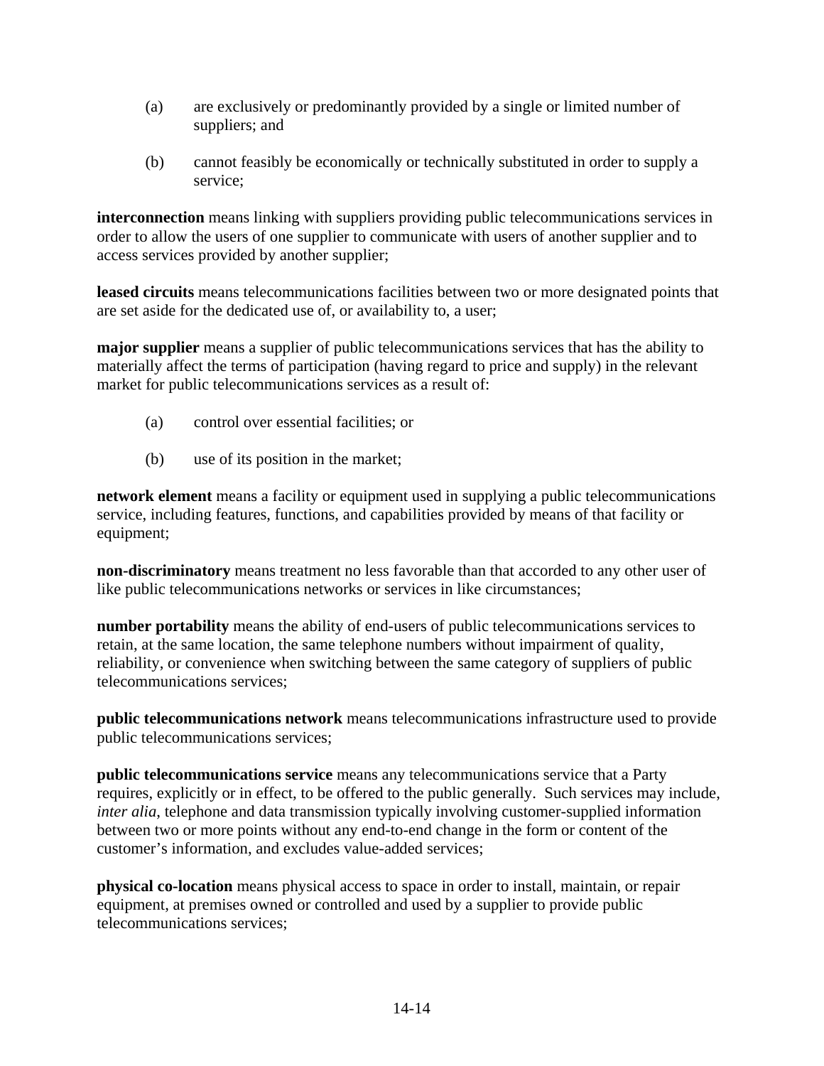(a) are exclusively or predominantly provided by a single or limited number of suppliers; and

(b) cannot feasibly be economically or technically substituted in order to supply a service;

**interconnection** means linking with suppliers providing public telecommunications services in order to allow the users of one supplier to communicate with users of another supplier and to access services provided by another supplier;

**leased circuits** means telecommunications facilities between two or more designated points that are set aside for the dedicated use of, or availability to, a user;

**major supplier** means a supplier of public telecommunications services that has the ability to materially affect the terms of participation (having regard to price and supply) in the relevant market for public telecommunications services as a result of:

(a) control over essential facilities; or

(b) use of its position in the market;

**network element** means a facility or equipment used in supplying a public telecommunications service, including features, functions, and capabilities provided by means of that facility or equipment;

**non-discriminatory** means treatment no less favorable than that accorded to any other user of like public telecommunications networks or services in like circumstances;

**number portability** means the ability of end-users of public telecommunications services to retain, at the same location, the same telephone numbers without impairment of quality, reliability, or convenience when switching between the same category of suppliers of public telecommunications services;

**public telecommunications network** means telecommunications infrastructure used to provide public telecommunications services;

**public telecommunications service** means any telecommunications service that a Party requires, explicitly or in effect, to be offered to the public generally. Such services may include, *inter alia*, telephone and data transmission typically involving customer-supplied information between two or more points without any end-to-end change in the form or content of the customer's information, and excludes value-added services;

**physical co-location** means physical access to space in order to install, maintain, or repair equipment, at premises owned or controlled and used by a supplier to provide public telecommunications services;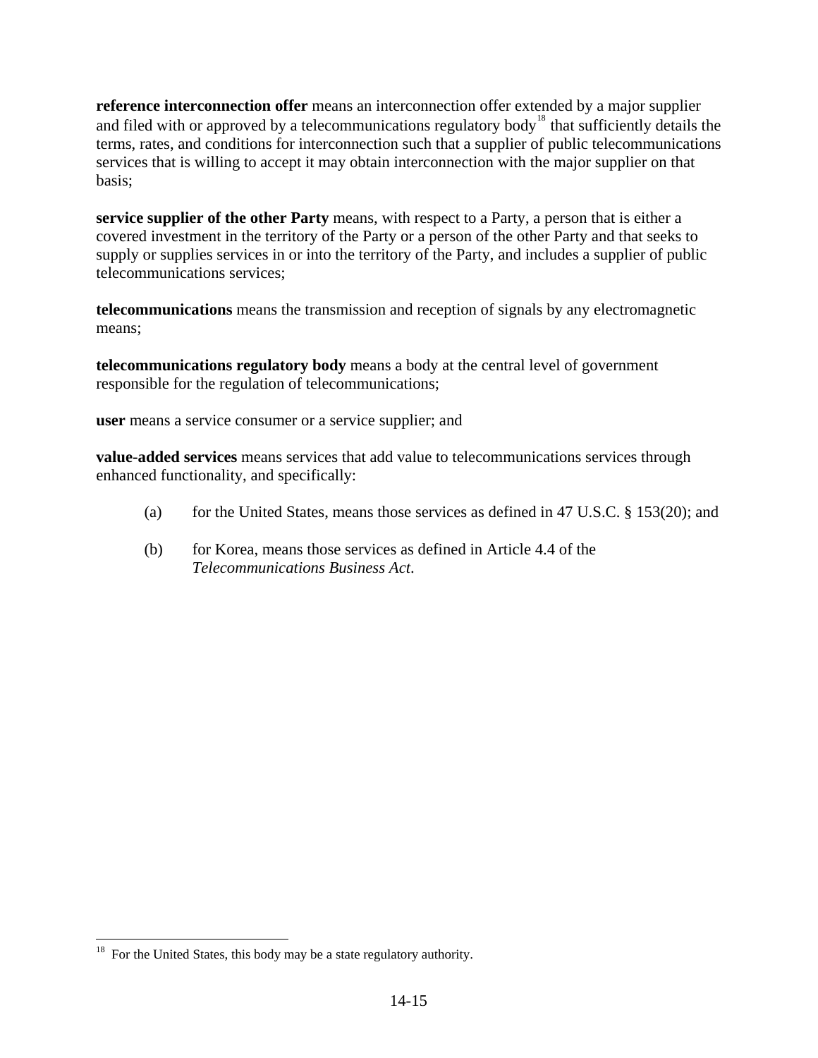**reference interconnection offer** means an interconnection offer extended by a major supplier and filed with or approved by a telecommunications regulatory body[18] that sufficiently details the terms, rates, and conditions for interconnection such that a supplier of public telecommunications services that is willing to accept it may obtain interconnection with the major supplier on that basis;

**service supplier of the other Party** means, with respect to a Party, a person that is either a covered investment in the territory of the Party or a person of the other Party and that seeks to supply or supplies services in or into the territory of the Party, and includes a supplier of public telecommunications services;

**telecommunications** means the transmission and reception of signals by any electromagnetic means;

**telecommunications regulatory body** means a body at the central level of government responsible for the regulation of telecommunications;

**user** means a service consumer or a service supplier; and

**value-added services** means services that add value to telecommunications services through enhanced functionality, and specifically:

(a) for the United States, means those services as defined in 47 U.S.C. § 153(20); and

(b) for Korea, means those services as defined in Article 4.4 of the *Telecommunications Business Act*.

---

[18] For the United States, this body may be a state regulatory authority.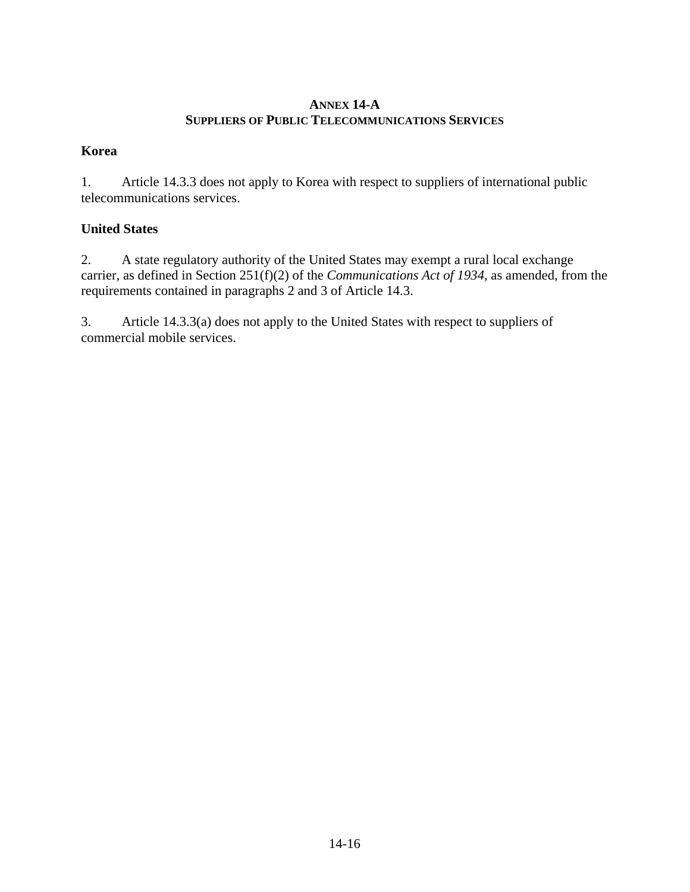# ANNEX 14-A
## SUPPLIERS OF PUBLIC TELECOMMUNICATIONS SERVICES

**Korea**

1. Article 14.3.3 does not apply to Korea with respect to suppliers of international public telecommunications services.

**United States**

2. A state regulatory authority of the United States may exempt a rural local exchange carrier, as defined in Section 251(f)(2) of the *Communications Act of 1934*, as amended, from the requirements contained in paragraphs 2 and 3 of Article 14.3.

3. Article 14.3.3(a) does not apply to the United States with respect to suppliers of commercial mobile services.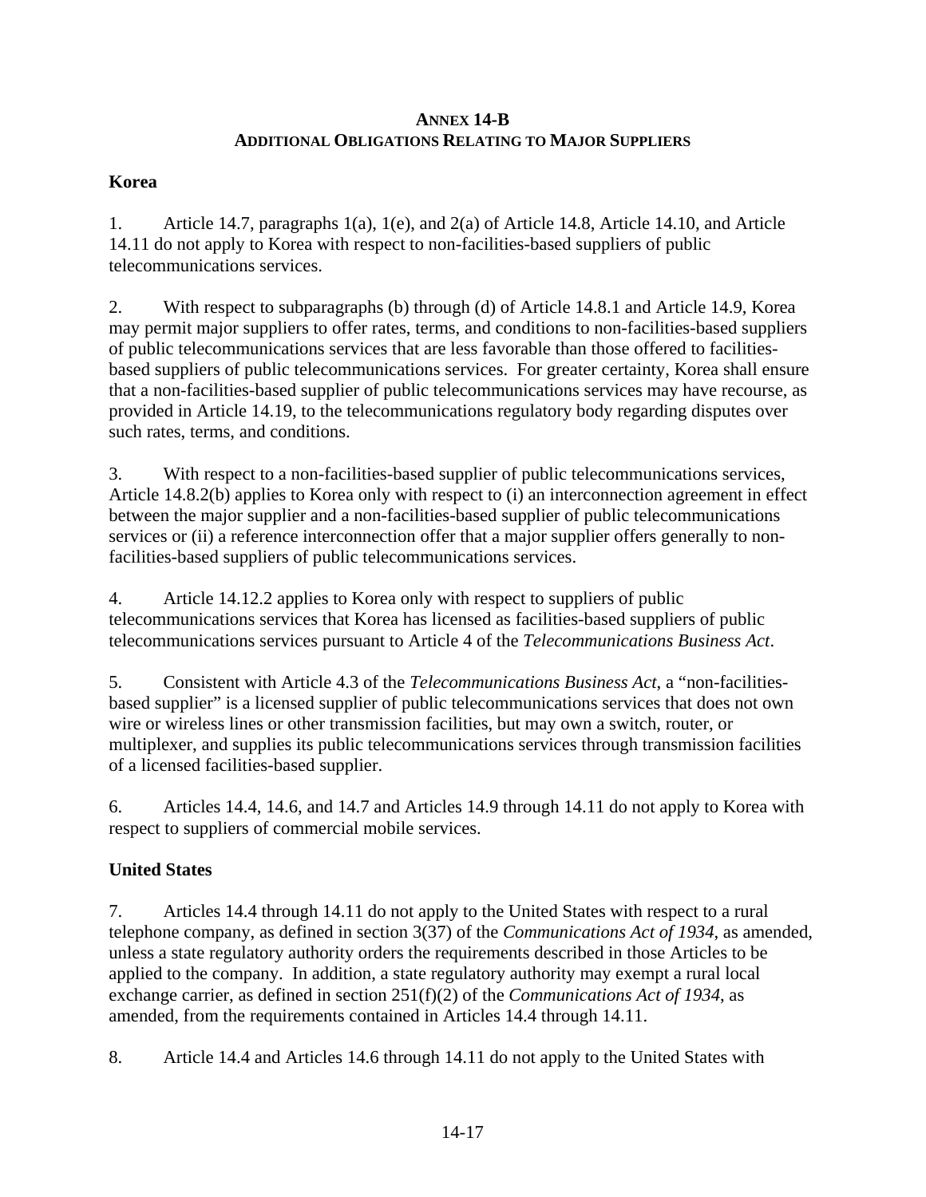## ANNEX 14-B
## ADDITIONAL OBLIGATIONS RELATING TO MAJOR SUPPLIERS

### Korea

1. Article 14.7, paragraphs 1(a), 1(e), and 2(a) of Article 14.8, Article 14.10, and Article 14.11 do not apply to Korea with respect to non-facilities-based suppliers of public telecommunications services.

2. With respect to subparagraphs (b) through (d) of Article 14.8.1 and Article 14.9, Korea may permit major suppliers to offer rates, terms, and conditions to non-facilities-based suppliers of public telecommunications services that are less favorable than those offered to facilities-based suppliers of public telecommunications services. For greater certainty, Korea shall ensure that a non-facilities-based supplier of public telecommunications services may have recourse, as provided in Article 14.19, to the telecommunications regulatory body regarding disputes over such rates, terms, and conditions.

3. With respect to a non-facilities-based supplier of public telecommunications services, Article 14.8.2(b) applies to Korea only with respect to (i) an interconnection agreement in effect between the major supplier and a non-facilities-based supplier of public telecommunications services or (ii) a reference interconnection offer that a major supplier offers generally to non-facilities-based suppliers of public telecommunications services.

4. Article 14.12.2 applies to Korea only with respect to suppliers of public telecommunications services that Korea has licensed as facilities-based suppliers of public telecommunications services pursuant to Article 4 of the *Telecommunications Business Act*.

5. Consistent with Article 4.3 of the *Telecommunications Business Act*, a "non-facilities-based supplier" is a licensed supplier of public telecommunications services that does not own wire or wireless lines or other transmission facilities, but may own a switch, router, or multiplexer, and supplies its public telecommunications services through transmission facilities of a licensed facilities-based supplier.

6. Articles 14.4, 14.6, and 14.7 and Articles 14.9 through 14.11 do not apply to Korea with respect to suppliers of commercial mobile services.

### United States

7. Articles 14.4 through 14.11 do not apply to the United States with respect to a rural telephone company, as defined in section 3(37) of the *Communications Act of 1934*, as amended, unless a state regulatory authority orders the requirements described in those Articles to be applied to the company. In addition, a state regulatory authority may exempt a rural local exchange carrier, as defined in section 251(f)(2) of the *Communications Act of 1934*, as amended, from the requirements contained in Articles 14.4 through 14.11.

8. Article 14.4 and Articles 14.6 through 14.11 do not apply to the United States with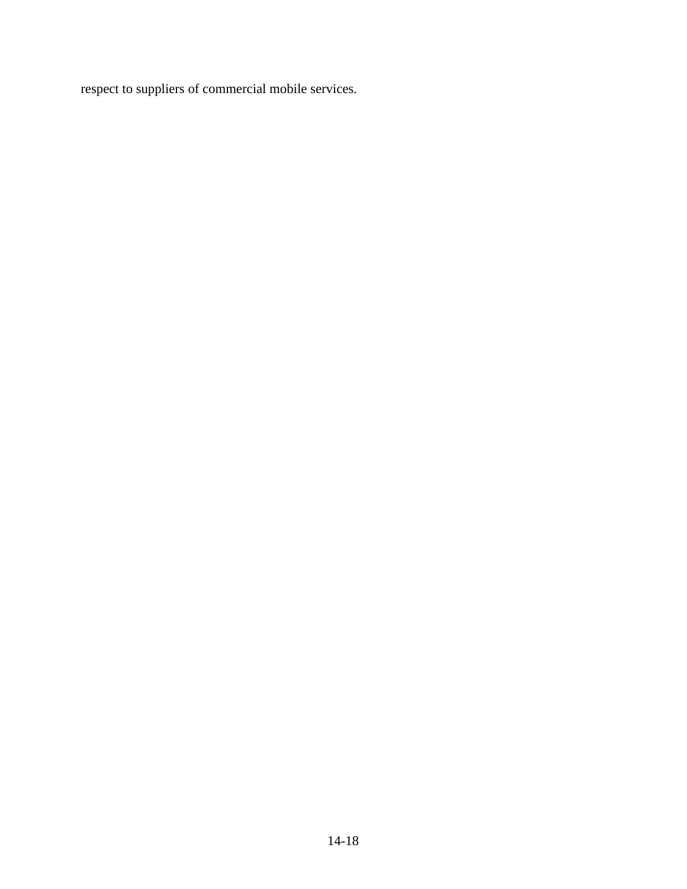respect to suppliers of commercial mobile services.